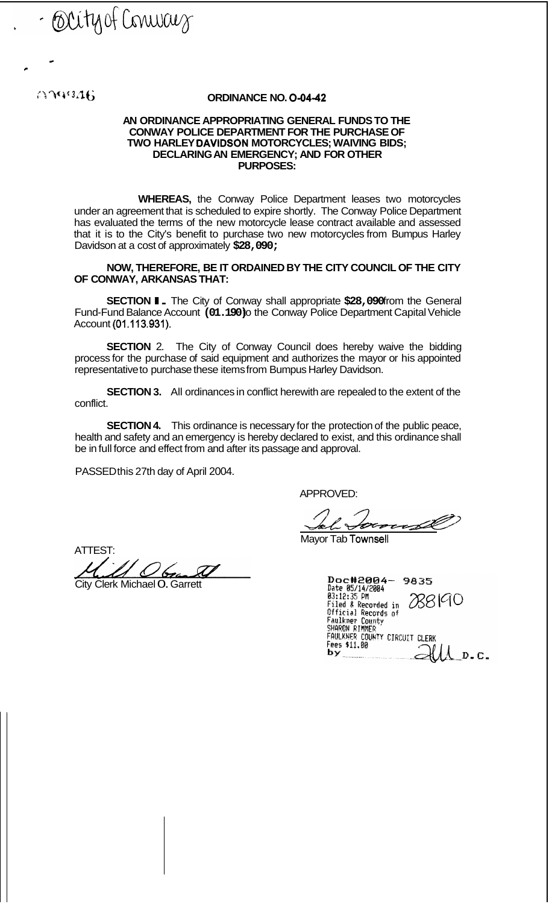- City of Conway

# ORDINANCE NO. O-04-42

**AN ORDINANCE APPROPRIATING GENERAL FUNDS TO THE CONWAY POLICE DEPARTMENT FOR THE PURCHASE OF TWO HARLEY DAVIDSON MOTORCYCLES; WAIVING BIDS; DECLARING AN EMERGENCY; AND FOR OTHER PURPOSES:**

**WHEREAS,** the Conway Police Department leases two motorcycles under an agreement that is scheduled to expire shortly. The Conway Police Department has evaluated the terms of the new motorcycle lease contract available and assessed that it is to the City's benefit to purchase two new motorcycles from Bumpus Harley Davidson at a cost of approximately **$28,090;**

**NOW, THEREFORE, BE IT ORDAINED BY THE CITY COUNCIL OF THE CITY OF CONWAY, ARKANSAS THAT:**

**SECTION 1.** The City of Conway shall appropriate **$28,090** from the General Fund-Fund Balance Account **(01.190)** to the Conway Police Department Capital Vehicle Account (01.113.931).

**SECTION 2.** The City of Conway Council does hereby waive the bidding process for the purchase of said equipment and authorizes the mayor or his appointed representative to purchase these items from Bumpus Harley Davidson.

**SECTION 3.** All ordinances in conflict herewith are repealed to the extent of the conflict.

**SECTION 4.** This ordinance is necessary for the protection of the public peace, health and safety and an emergency is hereby declared to exist, and this ordinance shall be in full force and effect from and after its passage and approval.

PASSED this 27th day of April 2004.

APPROVED:

Mayor Tab Townsell

ATTEST:

City Clerk Michael O. Garrett

Doc#2004- 9835
Date 05/14/2004
03:12:35 PM
Filed & Recorded in Official Records of Faulkner County
SHARON RIMMER
FAULKNER COUNTY CIRCUIT CLERK
Fees $11.00
by D.C.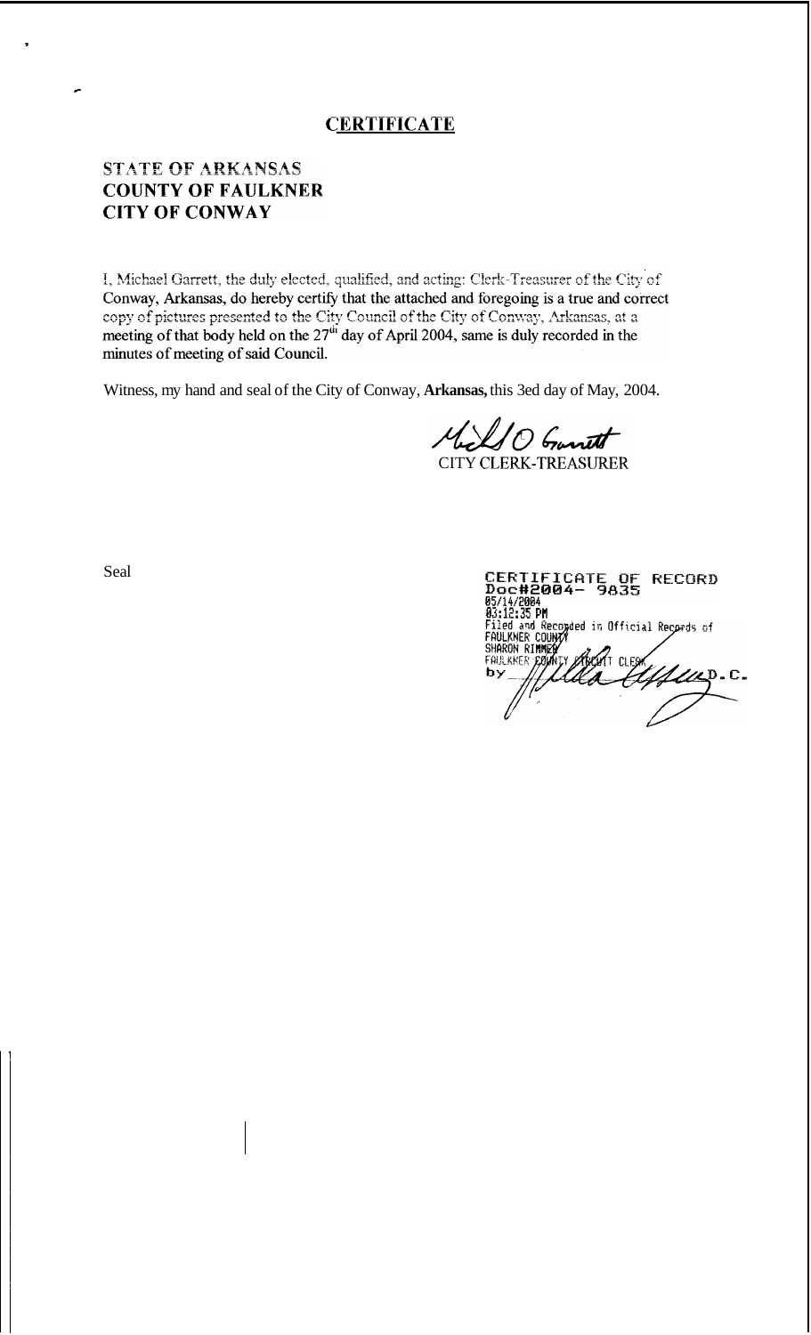# CERTIFICATE

**STATE OF ARKANSAS**
**COUNTY OF FAULKNER**
**CITY OF CONWAY**

I, Michael Garrett, the duly elected, qualified, and acting: Clerk-Treasurer of the City of Conway, Arkansas, do hereby certify that the attached and foregoing is a true and correct copy of pictures presented to the City Council of the City of Conway, Arkansas, at a meeting of that body held on the 27th day of April 2004, same is duly recorded in the minutes of meeting of said Council.

Witness, my hand and seal of the City of Conway, **Arkansas,** this 3ed day of May, 2004.

CITY CLERK-TREASURER

Seal

CERTIFICATE OF RECORD
Doc#2004- 9835
05/14/2004
03:12:35 PM
Filed and Recorded in Official Records of
FAULKNER COUNTY
SHARON RIMMER
FAULKNER COUNTY CIRCUIT CLERK
by ______________ D.C.